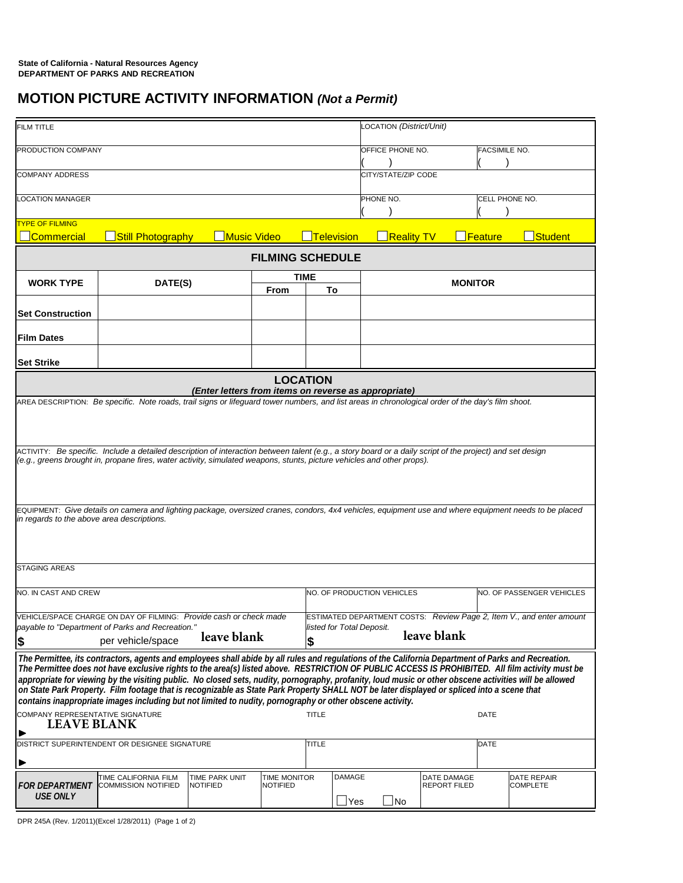State of California - Natural Resources Agency
**DEPARTMENT OF PARKS AND RECREATION**

# MOTION PICTURE ACTIVITY INFORMATION *(Not a Permit)*

| FILM TITLE | LOCATION *(District/Unit)* | |
|---|---|---|
| PRODUCTION COMPANY | OFFICE PHONE NO. ( ) | FACSIMILE NO. ( ) |
| COMPANY ADDRESS | CITY/STATE/ZIP CODE | |
| LOCATION MANAGER | PHONE NO. ( ) | CELL PHONE NO. ( ) |

TYPE OF FILMING

☐ Commercial ☐ Still Photography ☐ Music Video ☐ Television ☐ Reality TV ☐ Feature ☐ Student

## FILMING SCHEDULE

| WORK TYPE | DATE(S) | TIME | | MONITOR |
|---|---|---|---|---|
| | | From | To | |
| **Set Construction** | | | | |
| **Film Dates** | | | | |
| **Set Strike** | | | | |

## LOCATION

***(Enter letters from items on reverse as appropriate)***

AREA DESCRIPTION: *Be specific. Note roads, trail signs or lifeguard tower numbers, and list areas in chronological order of the day's film shoot.*

ACTIVITY: *Be specific. Include a detailed description of interaction between talent (e.g., a story board or a daily script of the project) and set design (e.g., greens brought in, propane fires, water activity, simulated weapons, stunts, picture vehicles and other props).*

EQUIPMENT: *Give details on camera and lighting package, oversized cranes, condors, 4x4 vehicles, equipment use and where equipment needs to be placed in regards to the above area descriptions.*

STAGING AREAS

| NO. IN CAST AND CREW | NO. OF PRODUCTION VEHICLES | NO. OF PASSENGER VEHICLES |
|---|---|---|
| | | |

VEHICLE/SPACE CHARGE ON DAY OF FILMING: *Provide cash or check made payable to "Department of Parks and Recreation."*

**$** per vehicle/space **leave blank**

ESTIMATED DEPARTMENT COSTS: *Review Page 2, Item V., and enter amount listed for Total Deposit.*

**$** **leave blank**

***The Permittee, its contractors, agents and employees shall abide by all rules and regulations of the California Department of Parks and Recreation. The Permittee does not have exclusive rights to the area(s) listed above. RESTRICTION OF PUBLIC ACCESS IS PROHIBITED. All film activity must be appropriate for viewing by the visiting public. No closed sets, nudity, pornography, profanity, loud music or other obscene activities will be allowed on State Park Property. Film footage that is recognizable as State Park Property SHALL NOT be later displayed or spliced into a scene that contains inappropriate images including but not limited to nudity, pornography or other obscene activity.***

| COMPANY REPRESENTATIVE SIGNATURE | TITLE | DATE |
|---|---|---|
| **LEAVE BLANK** ▶ | | |
| DISTRICT SUPERINTENDENT OR DESIGNEE SIGNATURE | TITLE | DATE |
| ▶ | | |

| ***FOR DEPARTMENT USE ONLY*** | TIME CALIFORNIA FILM COMMISSION NOTIFIED | TIME PARK UNIT NOTIFIED | TIME MONITOR NOTIFIED | DAMAGE ☐ Yes ☐ No | DATE DAMAGE REPORT FILED | DATE REPAIR COMPLETE |
|---|---|---|---|---|---|---|

DPR 245A (Rev. 1/2011)(Excel 1/28/2011) (Page 1 of 2)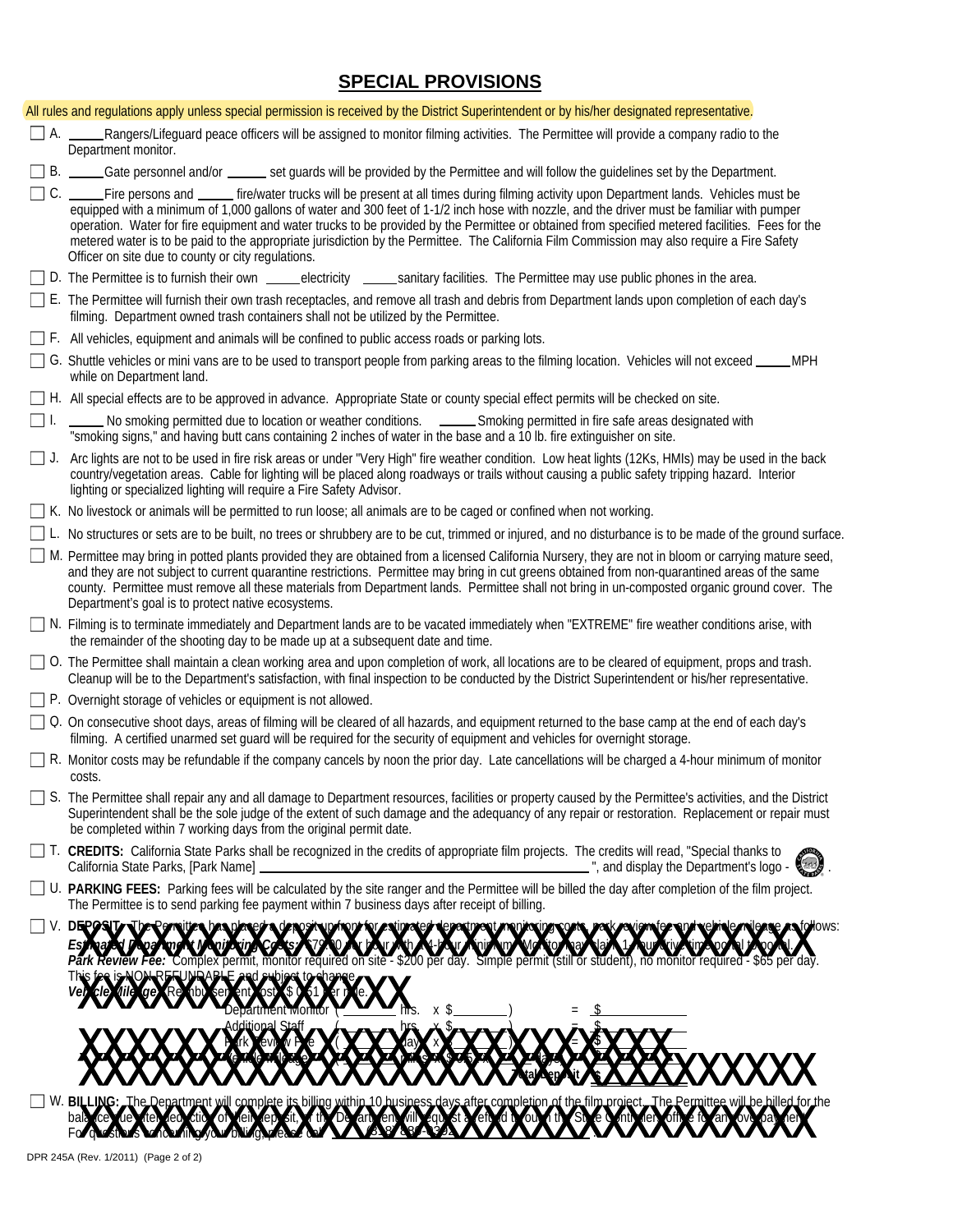# SPECIAL PROVISIONS

All rules and regulations apply unless special permission is received by the District Superintendent or by his/her designated representative.

- ☐ A. _____ Rangers/Lifeguard peace officers will be assigned to monitor filming activities. The Permittee will provide a company radio to the Department monitor.
- ☐ B. _____ Gate personnel and/or _____ set guards will be provided by the Permittee and will follow the guidelines set by the Department.
- ☐ C. _____ Fire persons and _____ fire/water trucks will be present at all times during filming activity upon Department lands. Vehicles must be equipped with a minimum of 1,000 gallons of water and 300 feet of 1-1/2 inch hose with nozzle, and the driver must be familiar with pumper operation. Water for fire equipment and water trucks to be provided by the Permittee or obtained from specified metered facilities. Fees for the metered water is to be paid to the appropriate jurisdiction by the Permittee. The California Film Commission may also require a Fire Safety Officer on site due to county or city regulations.
- ☐ D. The Permittee is to furnish their own _____ electricity _____ sanitary facilities. The Permittee may use public phones in the area.
- ☐ E. The Permittee will furnish their own trash receptacles, and remove all trash and debris from Department lands upon completion of each day's filming. Department owned trash containers shall not be utilized by the Permittee.
- ☐ F. All vehicles, equipment and animals will be confined to public access roads or parking lots.
- ☐ G. Shuttle vehicles or mini vans are to be used to transport people from parking areas to the filming location. Vehicles will not exceed _____ MPH while on Department land.
- ☐ H. All special effects are to be approved in advance. Appropriate State or county special effect permits will be checked on site.
- ☐ I. _____ No smoking permitted due to location or weather conditions. _____ Smoking permitted in fire safe areas designated with "smoking signs," and having butt cans containing 2 inches of water in the base and a 10 lb. fire extinguisher on site.
- ☐ J. Arc lights are not to be used in fire risk areas or under "Very High" fire weather condition. Low heat lights (12Ks, HMIs) may be used in the back country/vegetation areas. Cable for lighting will be placed along roadways or trails without causing a public safety tripping hazard. Interior lighting or specialized lighting will require a Fire Safety Advisor.
- ☐ K. No livestock or animals will be permitted to run loose; all animals are to be caged or confined when not working.
- ☐ L. No structures or sets are to be built, no trees or shrubbery are to be cut, trimmed or injured, and no disturbance is to be made of the ground surface.
- ☐ M. Permittee may bring in potted plants provided they are obtained from a licensed California Nursery, they are not in bloom or carrying mature seed, and they are not subject to current quarantine restrictions. Permittee may bring in cut greens obtained from non-quarantined areas of the same county. Permittee must remove all these materials from Department lands. Permittee shall not bring in un-composted organic ground cover. The Department's goal is to protect native ecosystems.
- ☐ N. Filming is to terminate immediately and Department lands are to be vacated immediately when "EXTREME" fire weather conditions arise, with the remainder of the shooting day to be made up at a subsequent date and time.
- ☐ O. The Permittee shall maintain a clean working area and upon completion of work, all locations are to be cleared of equipment, props and trash. Cleanup will be to the Department's satisfaction, with final inspection to be conducted by the District Superintendent or his/her representative.
- ☐ P. Overnight storage of vehicles or equipment is not allowed.
- ☐ Q. On consecutive shoot days, areas of filming will be cleared of all hazards, and equipment returned to the base camp at the end of each day's filming. A certified unarmed set guard will be required for the security of equipment and vehicles for overnight storage.
- ☐ R. Monitor costs may be refundable if the company cancels by noon the prior day. Late cancellations will be charged a 4-hour minimum of monitor costs.
- ☐ S. The Permittee shall repair any and all damage to Department resources, facilities or property caused by the Permittee's activities, and the District Superintendent shall be the sole judge of the extent of such damage and the adequacy of any repair or restoration. Replacement or repair must be completed within 7 working days from the original permit date.
- ☐ T. **CREDITS:** California State Parks shall be recognized in the credits of appropriate film projects. The credits will read, "Special thanks to California State Parks, [Park Name] ________________________________", and display the Department's logo - .
- ☐ U. **PARKING FEES:** Parking fees will be calculated by the site ranger and the Permittee will be billed the day after completion of the film project. The Permittee is to send parking fee payment within 7 business days after receipt of billing.
- ☐ V. **DEPOSIT:** The Permittee has placed a deposit up front for estimated department monitoring costs, park review fee and vehicle mileage as follows:
  ***Estimated Department Monitoring Costs:*** $79.00 per hour with a 4-hour minimum. Monitor may claim 1-hour drive time portal to portal.
  ***Park Review Fee:*** Complex permit, monitor required on site - $200 per day. Simple permit (still or student), no monitor required - $65 per day. This fee is NON-REFUNDABLE and subject to change.
  ***Vehicle Mileage:*** Reimbursement cost - $0.51 per mile.

| | | | |
|---|---|---|---|
| Department Monitor | ( _____ hrs. | x $ _____ ) | = $ _____ |
| Additional Staff | ( _____ hrs. | x $ _____ ) | = $ _____ |
| Park Review Fee | ( _____ days | x $ _____ ) | = $ _____ |
| Vehicle Mileage | ( _____ miles | x $ 0.51 ) | = $ _____ |
| | | **Total Deposit** | = $ _____ |

- ☐ W. **BILLING:** The Department will complete its billing within 10 business days after completion of the film project. The Permittee will be billed for the balance due after deduction of their deposit, or the Department will request a refund through the State Controller's office for any overpayment. For questions concerning your billing, please call (818) 880-0294 ________________.

DPR 245A (Rev. 1/2011) (Page 2 of 2)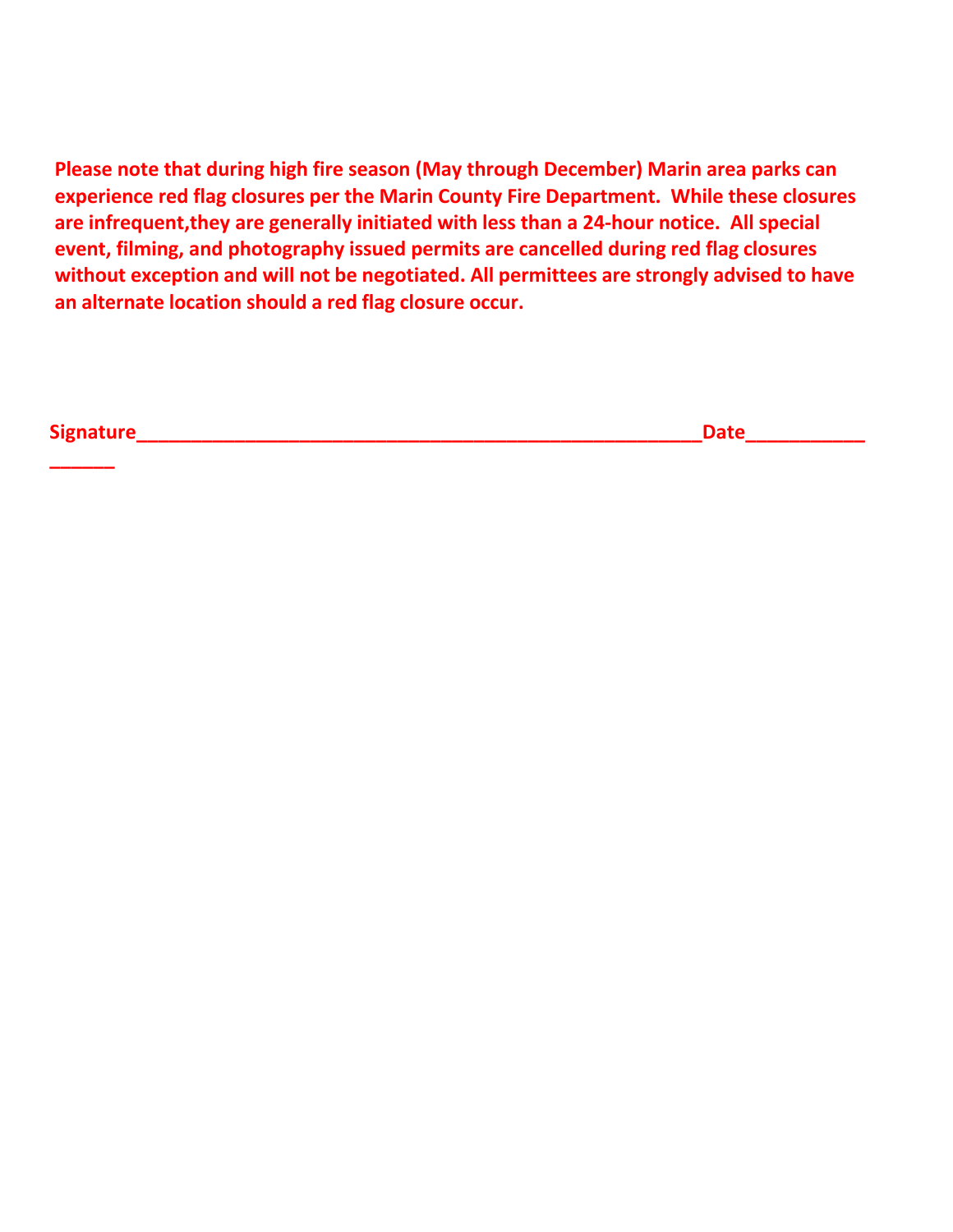**Please note that during high fire season (May through December) Marin area parks can experience red flag closures per the Marin County Fire Department. While these closures are infrequent,they are generally initiated with less than a 24-hour notice. All special event, filming, and photography issued permits are cancelled during red flag closures without exception and will not be negotiated. All permittees are strongly advised to have an alternate location should a red flag closure occur.**

**Signature_______________________________________________________Date_________________**